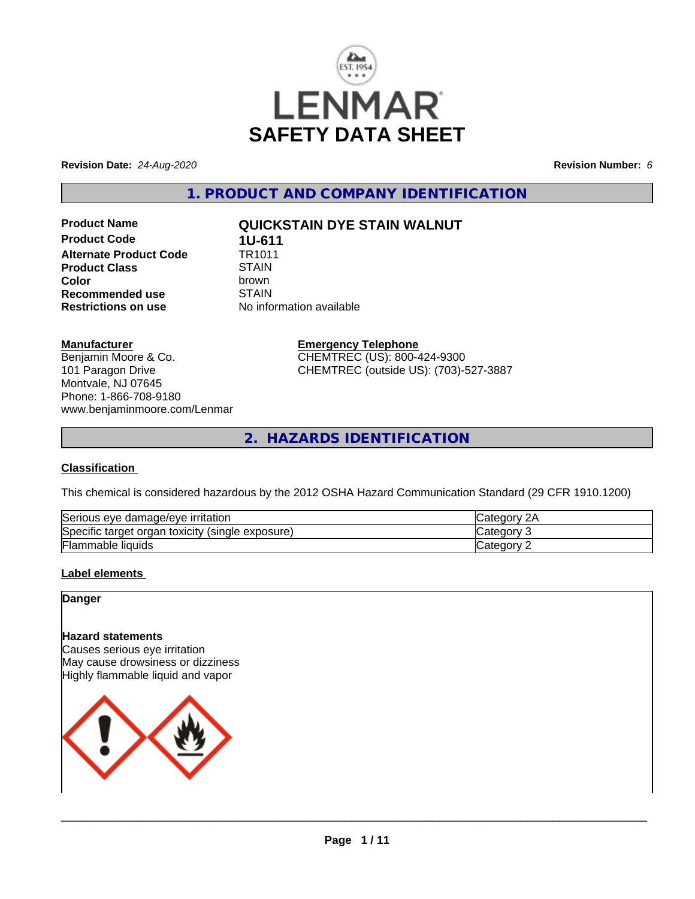# LENMAR SAFETY DATA SHEET

**Revision Date:** *24-Aug-2020*

**Revision Number:** *6*

## 1. PRODUCT AND COMPANY IDENTIFICATION

| | |
|---|---|
| **Product Name** | **QUICKSTAIN DYE STAIN WALNUT** |
| **Product Code** | **1U-611** |
| **Alternate Product Code** | TR1011 |
| **Product Class** | STAIN |
| **Color** | brown |
| **Recommended use** | STAIN |
| **Restrictions on use** | No information available |

**Manufacturer**
Benjamin Moore & Co.
101 Paragon Drive
Montvale, NJ 07645
Phone: 1-866-708-9180
www.benjaminmoore.com/Lenmar

**Emergency Telephone**
CHEMTREC (US): 800-424-9300
CHEMTREC (outside US): (703)-527-3887

## 2. HAZARDS IDENTIFICATION

**Classification**

This chemical is considered hazardous by the 2012 OSHA Hazard Communication Standard (29 CFR 1910.1200)

| | |
|---|---|
| Serious eye damage/eye irritation | Category 2A |
| Specific target organ toxicity (single exposure) | Category 3 |
| Flammable liquids | Category 2 |

**Label elements**

**Danger**

**Hazard statements**
Causes serious eye irritation
May cause drowsiness or dizziness
Highly flammable liquid and vapor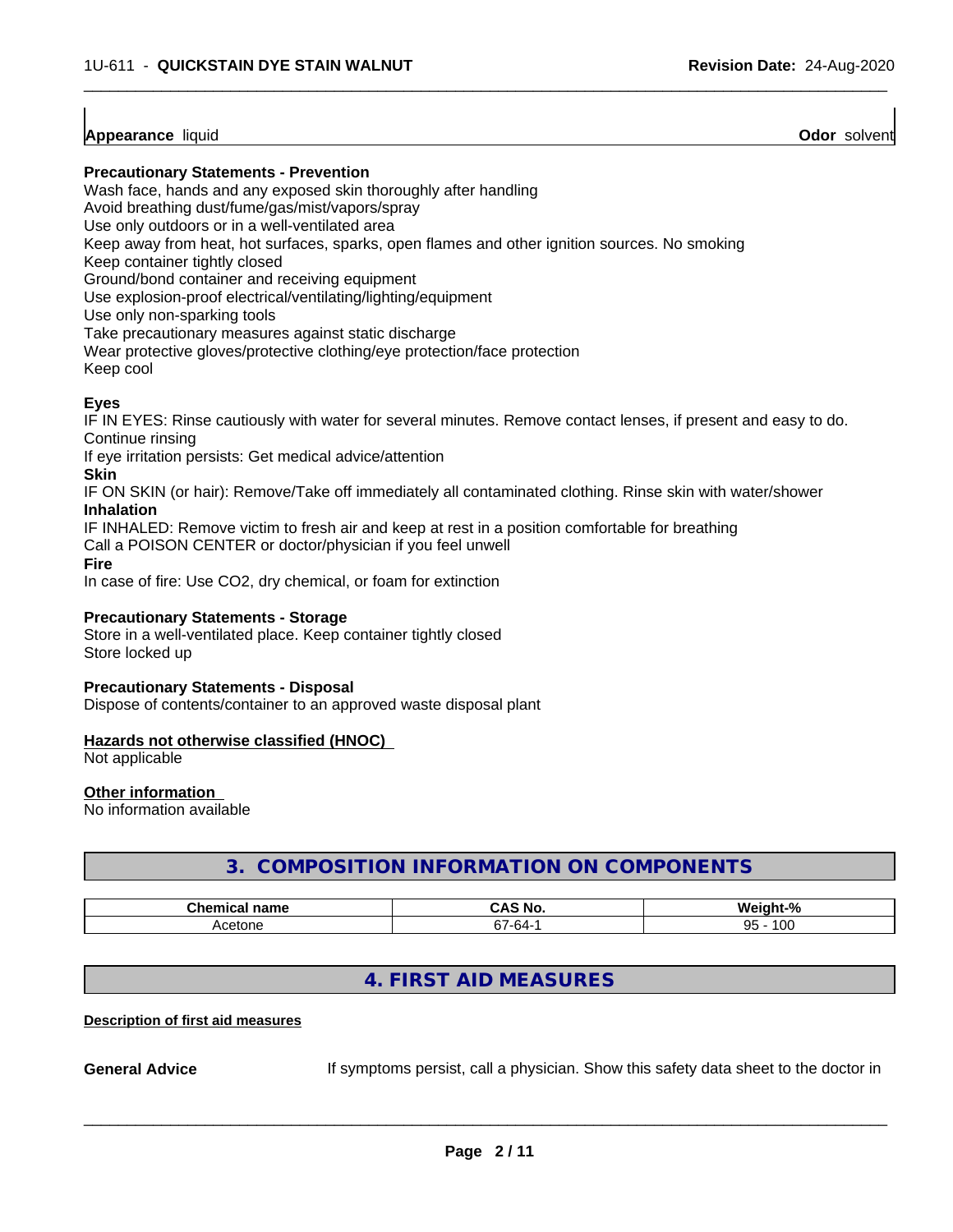**Appearance** liquid **Odor** solvent

**Precautionary Statements - Prevention**

Wash face, hands and any exposed skin thoroughly after handling
Avoid breathing dust/fume/gas/mist/vapors/spray
Use only outdoors or in a well-ventilated area
Keep away from heat, hot surfaces, sparks, open flames and other ignition sources. No smoking
Keep container tightly closed
Ground/bond container and receiving equipment
Use explosion-proof electrical/ventilating/lighting/equipment
Use only non-sparking tools
Take precautionary measures against static discharge
Wear protective gloves/protective clothing/eye protection/face protection
Keep cool

**Eyes**

IF IN EYES: Rinse cautiously with water for several minutes. Remove contact lenses, if present and easy to do. Continue rinsing
If eye irritation persists: Get medical advice/attention

**Skin**

IF ON SKIN (or hair): Remove/Take off immediately all contaminated clothing. Rinse skin with water/shower

**Inhalation**

IF INHALED: Remove victim to fresh air and keep at rest in a position comfortable for breathing
Call a POISON CENTER or doctor/physician if you feel unwell

**Fire**

In case of fire: Use CO2, dry chemical, or foam for extinction

**Precautionary Statements - Storage**

Store in a well-ventilated place. Keep container tightly closed
Store locked up

**Precautionary Statements - Disposal**

Dispose of contents/container to an approved waste disposal plant

**Hazards not otherwise classified (HNOC)**

Not applicable

**Other information**

No information available

## 3. COMPOSITION INFORMATION ON COMPONENTS

| Chemical name | CAS No. | Weight-% |
|---|---|---|
| Acetone | 67-64-1 | 95 - 100 |

## 4. FIRST AID MEASURES

**Description of first aid measures**

**General Advice** If symptoms persist, call a physician. Show this safety data sheet to the doctor in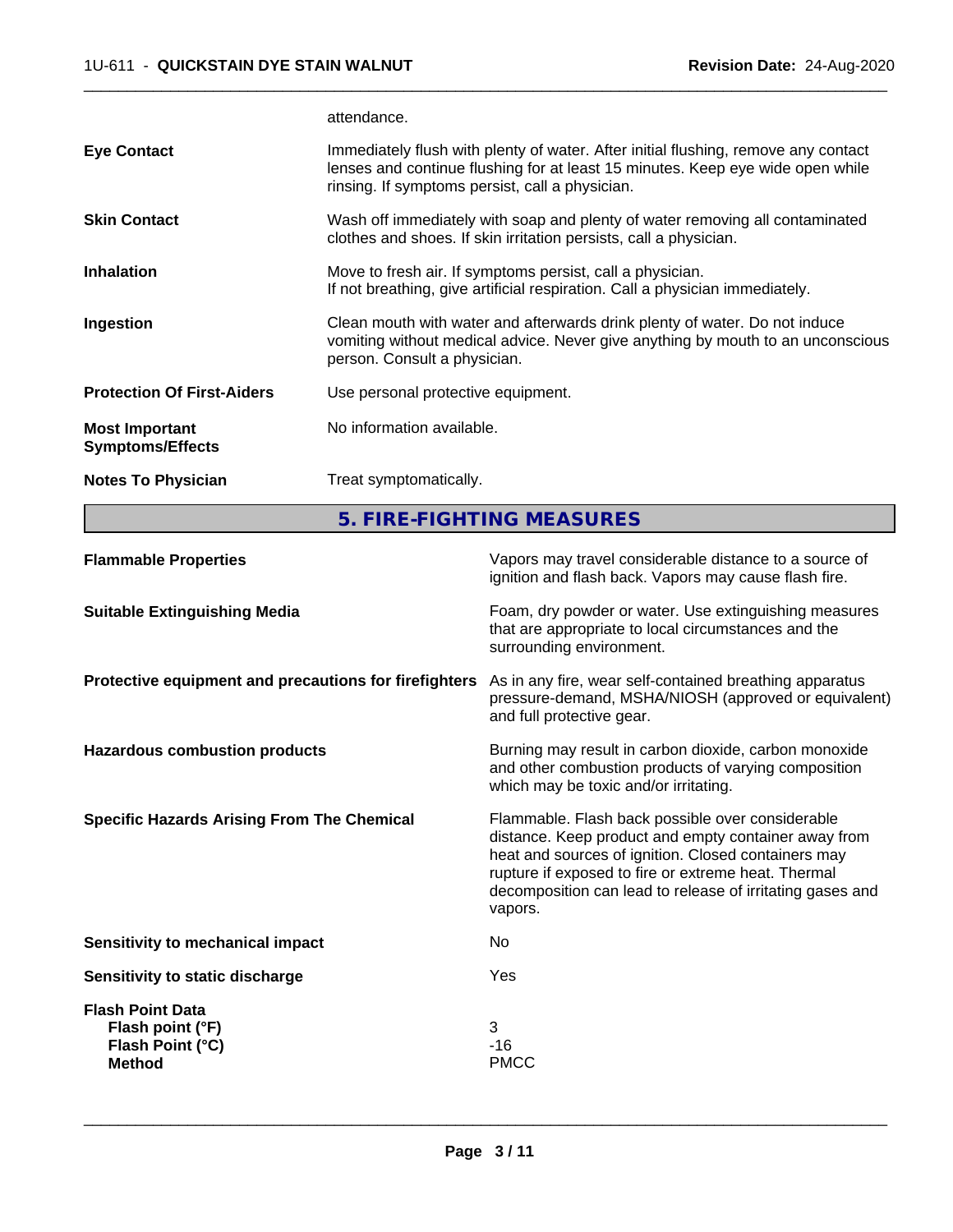attendance.

| | |
|---|---|
| **Eye Contact** | Immediately flush with plenty of water. After initial flushing, remove any contact lenses and continue flushing for at least 15 minutes. Keep eye wide open while rinsing. If symptoms persist, call a physician. |
| **Skin Contact** | Wash off immediately with soap and plenty of water removing all contaminated clothes and shoes. If skin irritation persists, call a physician. |
| **Inhalation** | Move to fresh air. If symptoms persist, call a physician.<br>If not breathing, give artificial respiration. Call a physician immediately. |
| **Ingestion** | Clean mouth with water and afterwards drink plenty of water. Do not induce vomiting without medical advice. Never give anything by mouth to an unconscious person. Consult a physician. |
| **Protection Of First-Aiders** | Use personal protective equipment. |
| **Most Important Symptoms/Effects** | No information available. |
| **Notes To Physician** | Treat symptomatically. |

## 5. FIRE-FIGHTING MEASURES

| | |
|---|---|
| **Flammable Properties** | Vapors may travel considerable distance to a source of ignition and flash back. Vapors may cause flash fire. |
| **Suitable Extinguishing Media** | Foam, dry powder or water. Use extinguishing measures that are appropriate to local circumstances and the surrounding environment. |
| **Protective equipment and precautions for firefighters** | As in any fire, wear self-contained breathing apparatus pressure-demand, MSHA/NIOSH (approved or equivalent) and full protective gear. |
| **Hazardous combustion products** | Burning may result in carbon dioxide, carbon monoxide and other combustion products of varying composition which may be toxic and/or irritating. |
| **Specific Hazards Arising From The Chemical** | Flammable. Flash back possible over considerable distance. Keep product and empty container away from heat and sources of ignition. Closed containers may rupture if exposed to fire or extreme heat. Thermal decomposition can lead to release of irritating gases and vapors. |
| **Sensitivity to mechanical impact** | No |
| **Sensitivity to static discharge** | Yes |

**Flash Point Data**

| | |
|---|---|
| **Flash point (°F)** | 3 |
| **Flash Point (°C)** | -16 |
| **Method** | PMCC |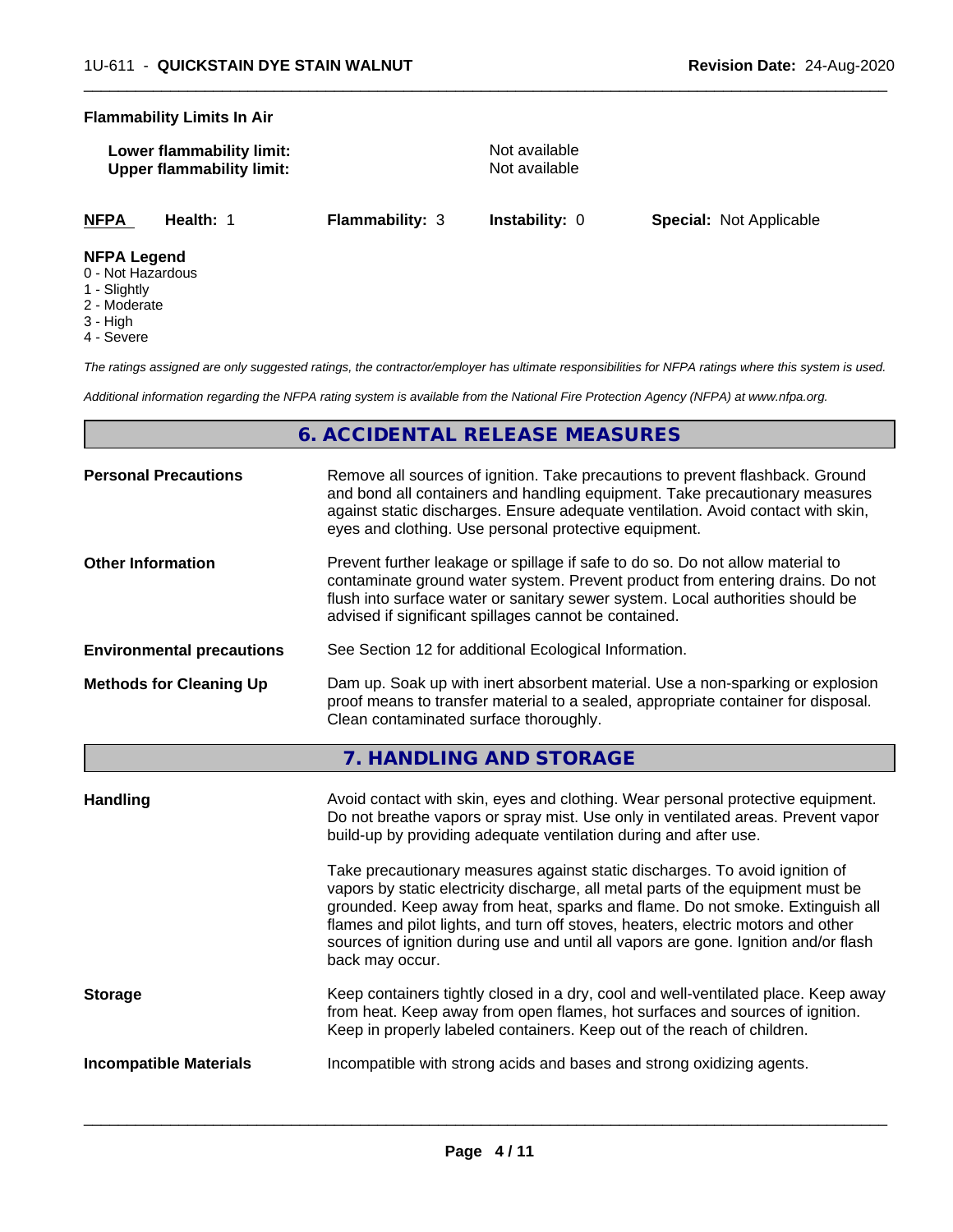**Flammability Limits In Air**

| | |
|---|---|
| **Lower flammability limit:** | Not available |
| **Upper flammability limit:** | Not available |

| **NFPA** | **Health:** 1 | **Flammability:** 3 | **Instability:** 0 | **Special:** Not Applicable |
|---|---|---|---|---|

**NFPA Legend**
0 - Not Hazardous
1 - Slightly
2 - Moderate
3 - High
4 - Severe

*The ratings assigned are only suggested ratings, the contractor/employer has ultimate responsibilities for NFPA ratings where this system is used.*

*Additional information regarding the NFPA rating system is available from the National Fire Protection Agency (NFPA) at www.nfpa.org.*

## 6. ACCIDENTAL RELEASE MEASURES

| | |
|---|---|
| **Personal Precautions** | Remove all sources of ignition. Take precautions to prevent flashback. Ground and bond all containers and handling equipment. Take precautionary measures against static discharges. Ensure adequate ventilation. Avoid contact with skin, eyes and clothing. Use personal protective equipment. |
| **Other Information** | Prevent further leakage or spillage if safe to do so. Do not allow material to contaminate ground water system. Prevent product from entering drains. Do not flush into surface water or sanitary sewer system. Local authorities should be advised if significant spillages cannot be contained. |
| **Environmental precautions** | See Section 12 for additional Ecological Information. |
| **Methods for Cleaning Up** | Dam up. Soak up with inert absorbent material. Use a non-sparking or explosion proof means to transfer material to a sealed, appropriate container for disposal. Clean contaminated surface thoroughly. |

## 7. HANDLING AND STORAGE

| | |
|---|---|
| **Handling** | Avoid contact with skin, eyes and clothing. Wear personal protective equipment. Do not breathe vapors or spray mist. Use only in ventilated areas. Prevent vapor build-up by providing adequate ventilation during and after use.<br><br>Take precautionary measures against static discharges. To avoid ignition of vapors by static electricity discharge, all metal parts of the equipment must be grounded. Keep away from heat, sparks and flame. Do not smoke. Extinguish all flames and pilot lights, and turn off stoves, heaters, electric motors and other sources of ignition during use and until all vapors are gone. Ignition and/or flash back may occur. |
| **Storage** | Keep containers tightly closed in a dry, cool and well-ventilated place. Keep away from heat. Keep away from open flames, hot surfaces and sources of ignition. Keep in properly labeled containers. Keep out of the reach of children. |
| **Incompatible Materials** | Incompatible with strong acids and bases and strong oxidizing agents. |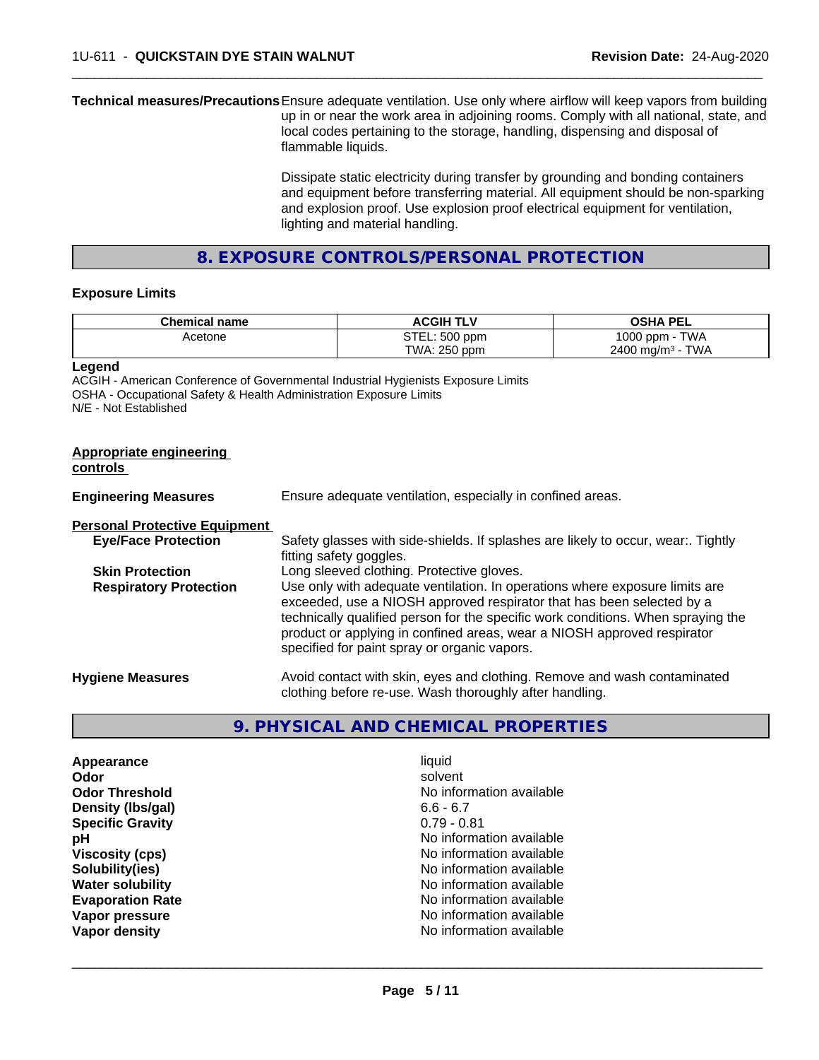**Technical measures/Precautions** Ensure adequate ventilation. Use only where airflow will keep vapors from building up in or near the work area in adjoining rooms. Comply with all national, state, and local codes pertaining to the storage, handling, dispensing and disposal of flammable liquids.

Dissipate static electricity during transfer by grounding and bonding containers and equipment before transferring material. All equipment should be non-sparking and explosion proof. Use explosion proof electrical equipment for ventilation, lighting and material handling.

## 8. EXPOSURE CONTROLS/PERSONAL PROTECTION

### Exposure Limits

| Chemical name | ACGIH TLV | OSHA PEL |
|---|---|---|
| Acetone | STEL: 500 ppm<br>TWA: 250 ppm | 1000 ppm - TWA<br>2400 mg/m³ - TWA |

**Legend**
ACGIH - American Conference of Governmental Industrial Hygienists Exposure Limits
OSHA - Occupational Safety & Health Administration Exposure Limits
N/E - Not Established

**Appropriate engineering controls**

**Engineering Measures** Ensure adequate ventilation, especially in confined areas.

**Personal Protective Equipment**

**Eye/Face Protection** Safety glasses with side-shields. If splashes are likely to occur, wear:. Tightly fitting safety goggles.

**Skin Protection** Long sleeved clothing. Protective gloves.

**Respiratory Protection** Use only with adequate ventilation. In operations where exposure limits are exceeded, use a NIOSH approved respirator that has been selected by a technically qualified person for the specific work conditions. When spraying the product or applying in confined areas, wear a NIOSH approved respirator specified for paint spray or organic vapors.

**Hygiene Measures** Avoid contact with skin, eyes and clothing. Remove and wash contaminated clothing before re-use. Wash thoroughly after handling.

## 9. PHYSICAL AND CHEMICAL PROPERTIES

| | |
|---|---|
| **Appearance** | liquid |
| **Odor** | solvent |
| **Odor Threshold** | No information available |
| **Density (lbs/gal)** | 6.6 - 6.7 |
| **Specific Gravity** | 0.79 - 0.81 |
| **pH** | No information available |
| **Viscosity (cps)** | No information available |
| **Solubility(ies)** | No information available |
| **Water solubility** | No information available |
| **Evaporation Rate** | No information available |
| **Vapor pressure** | No information available |
| **Vapor density** | No information available |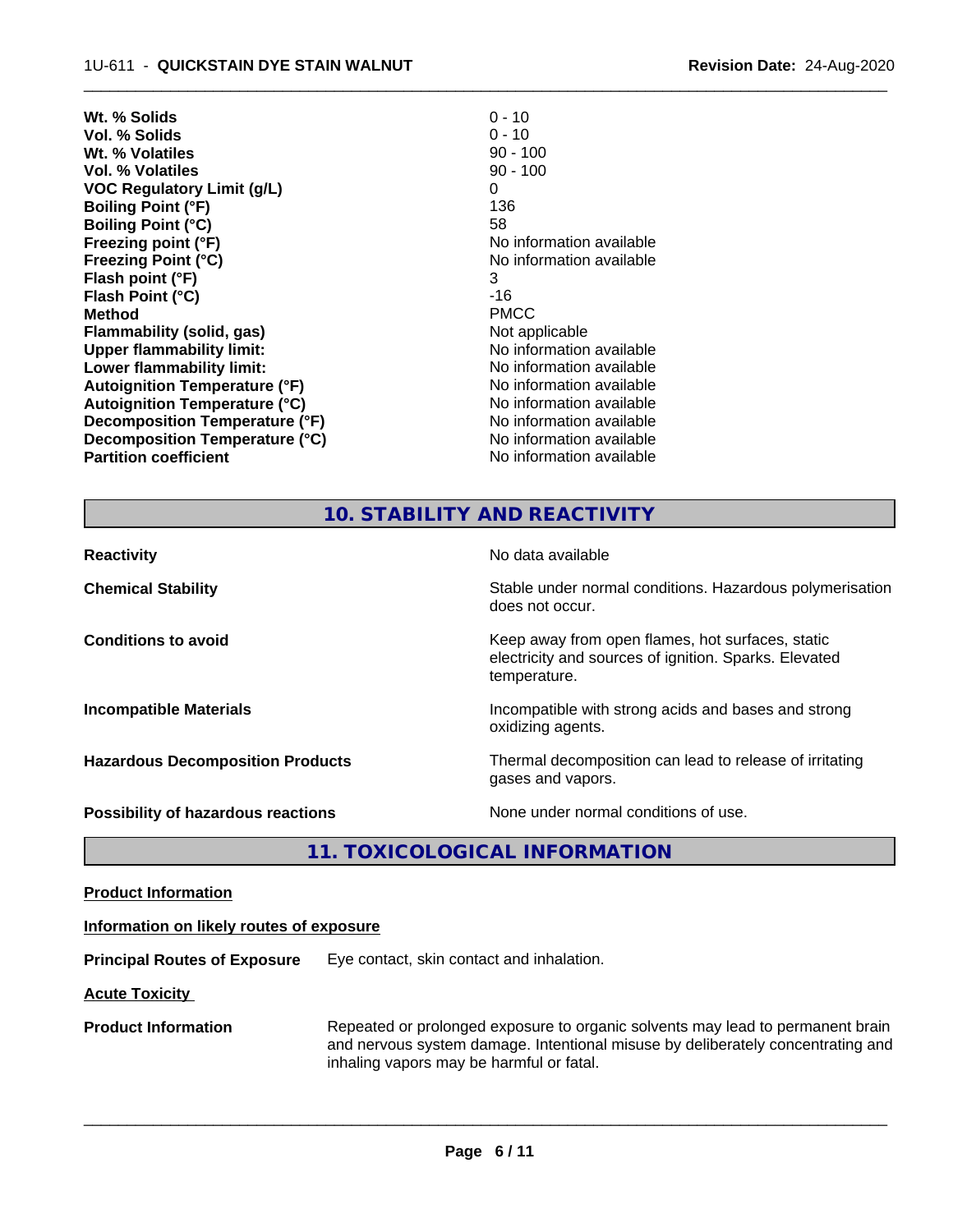| | |
|---|---|
| **Wt. % Solids** | 0 - 10 |
| **Vol. % Solids** | 0 - 10 |
| **Wt. % Volatiles** | 90 - 100 |
| **Vol. % Volatiles** | 90 - 100 |
| **VOC Regulatory Limit (g/L)** | 0 |
| **Boiling Point (°F)** | 136 |
| **Boiling Point (°C)** | 58 |
| **Freezing point (°F)** | No information available |
| **Freezing Point (°C)** | No information available |
| **Flash point (°F)** | 3 |
| **Flash Point (°C)** | -16 |
| **Method** | PMCC |
| **Flammability (solid, gas)** | Not applicable |
| **Upper flammability limit:** | No information available |
| **Lower flammability limit:** | No information available |
| **Autoignition Temperature (°F)** | No information available |
| **Autoignition Temperature (°C)** | No information available |
| **Decomposition Temperature (°F)** | No information available |
| **Decomposition Temperature (°C)** | No information available |
| **Partition coefficient** | No information available |

## 10. STABILITY AND REACTIVITY

| | |
|---|---|
| **Reactivity** | No data available |
| **Chemical Stability** | Stable under normal conditions. Hazardous polymerisation does not occur. |
| **Conditions to avoid** | Keep away from open flames, hot surfaces, static electricity and sources of ignition. Sparks. Elevated temperature. |
| **Incompatible Materials** | Incompatible with strong acids and bases and strong oxidizing agents. |
| **Hazardous Decomposition Products** | Thermal decomposition can lead to release of irritating gases and vapors. |
| **Possibility of hazardous reactions** | None under normal conditions of use. |

## 11. TOXICOLOGICAL INFORMATION

**Product Information**

**Information on likely routes of exposure**

**Principal Routes of Exposure** Eye contact, skin contact and inhalation.

**Acute Toxicity**

**Product Information** Repeated or prolonged exposure to organic solvents may lead to permanent brain and nervous system damage. Intentional misuse by deliberately concentrating and inhaling vapors may be harmful or fatal.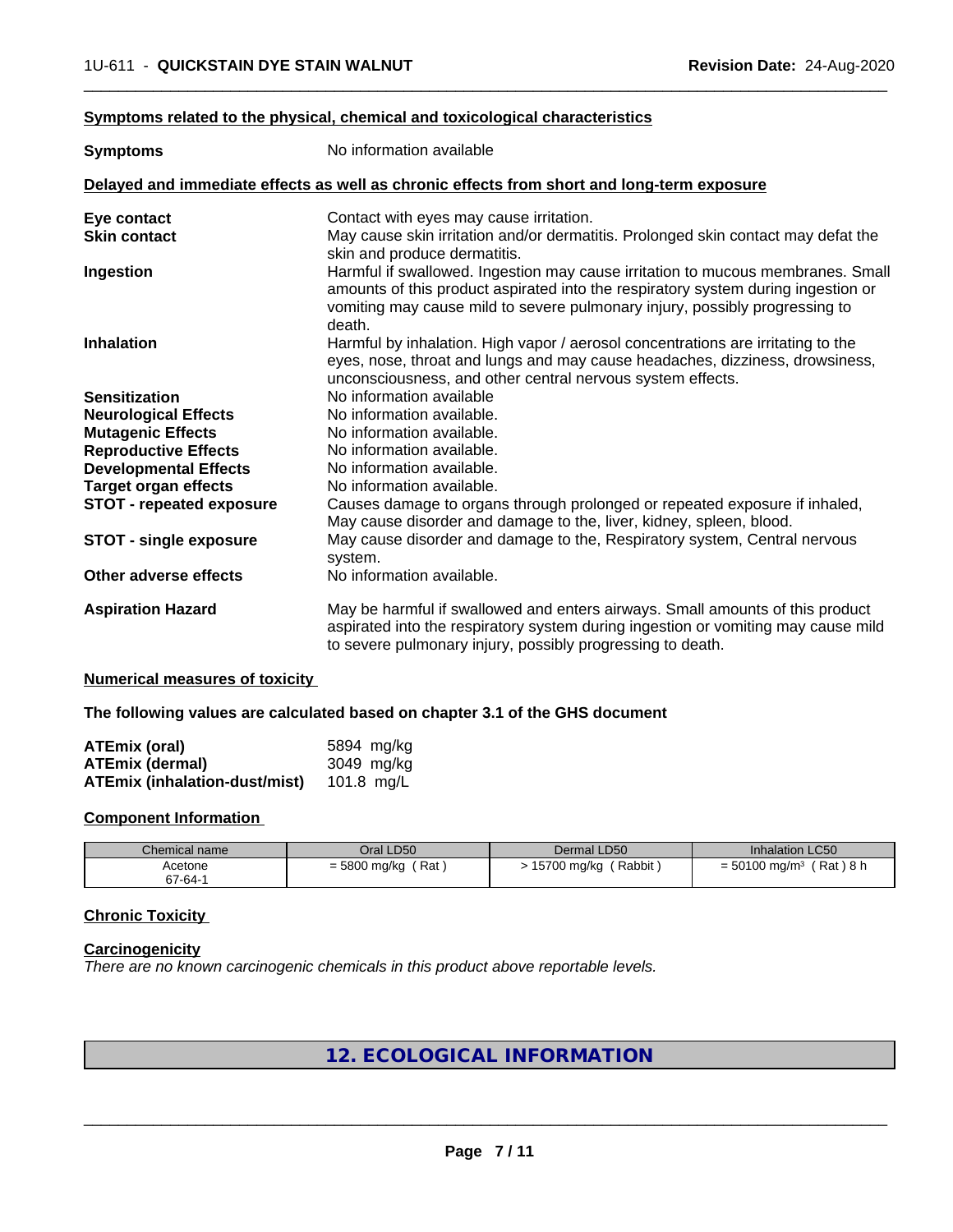**Symptoms related to the physical, chemical and toxicological characteristics**

| | |
|---|---|
| **Symptoms** | No information available |

**Delayed and immediate effects as well as chronic effects from short and long-term exposure**

| | |
|---|---|
| **Eye contact** | Contact with eyes may cause irritation. |
| **Skin contact** | May cause skin irritation and/or dermatitis. Prolonged skin contact may defat the skin and produce dermatitis. |
| **Ingestion** | Harmful if swallowed. Ingestion may cause irritation to mucous membranes. Small amounts of this product aspirated into the respiratory system during ingestion or vomiting may cause mild to severe pulmonary injury, possibly progressing to death. |
| **Inhalation** | Harmful by inhalation. High vapor / aerosol concentrations are irritating to the eyes, nose, throat and lungs and may cause headaches, dizziness, drowsiness, unconsciousness, and other central nervous system effects. |
| **Sensitization** | No information available |
| **Neurological Effects** | No information available. |
| **Mutagenic Effects** | No information available. |
| **Reproductive Effects** | No information available. |
| **Developmental Effects** | No information available. |
| **Target organ effects** | No information available. |
| **STOT - repeated exposure** | Causes damage to organs through prolonged or repeated exposure if inhaled, May cause disorder and damage to the, liver, kidney, spleen, blood. |
| **STOT - single exposure** | May cause disorder and damage to the, Respiratory system, Central nervous system. |
| **Other adverse effects** | No information available. |
| **Aspiration Hazard** | May be harmful if swallowed and enters airways. Small amounts of this product aspirated into the respiratory system during ingestion or vomiting may cause mild to severe pulmonary injury, possibly progressing to death. |

**Numerical measures of toxicity**

**The following values are calculated based on chapter 3.1 of the GHS document**

| | |
|---|---|
| **ATEmix (oral)** | 5894 mg/kg |
| **ATEmix (dermal)** | 3049 mg/kg |
| **ATEmix (inhalation-dust/mist)** | 101.8 mg/L |

**Component Information**

| Chemical name | Oral LD50 | Dermal LD50 | Inhalation LC50 |
|---|---|---|---|
| Acetone<br>67-64-1 | = 5800 mg/kg ( Rat ) | > 15700 mg/kg ( Rabbit ) | = 50100 mg/m³ ( Rat ) 8 h |

**Chronic Toxicity**

**Carcinogenicity**

*There are no known carcinogenic chemicals in this product above reportable levels.*

## 12. ECOLOGICAL INFORMATION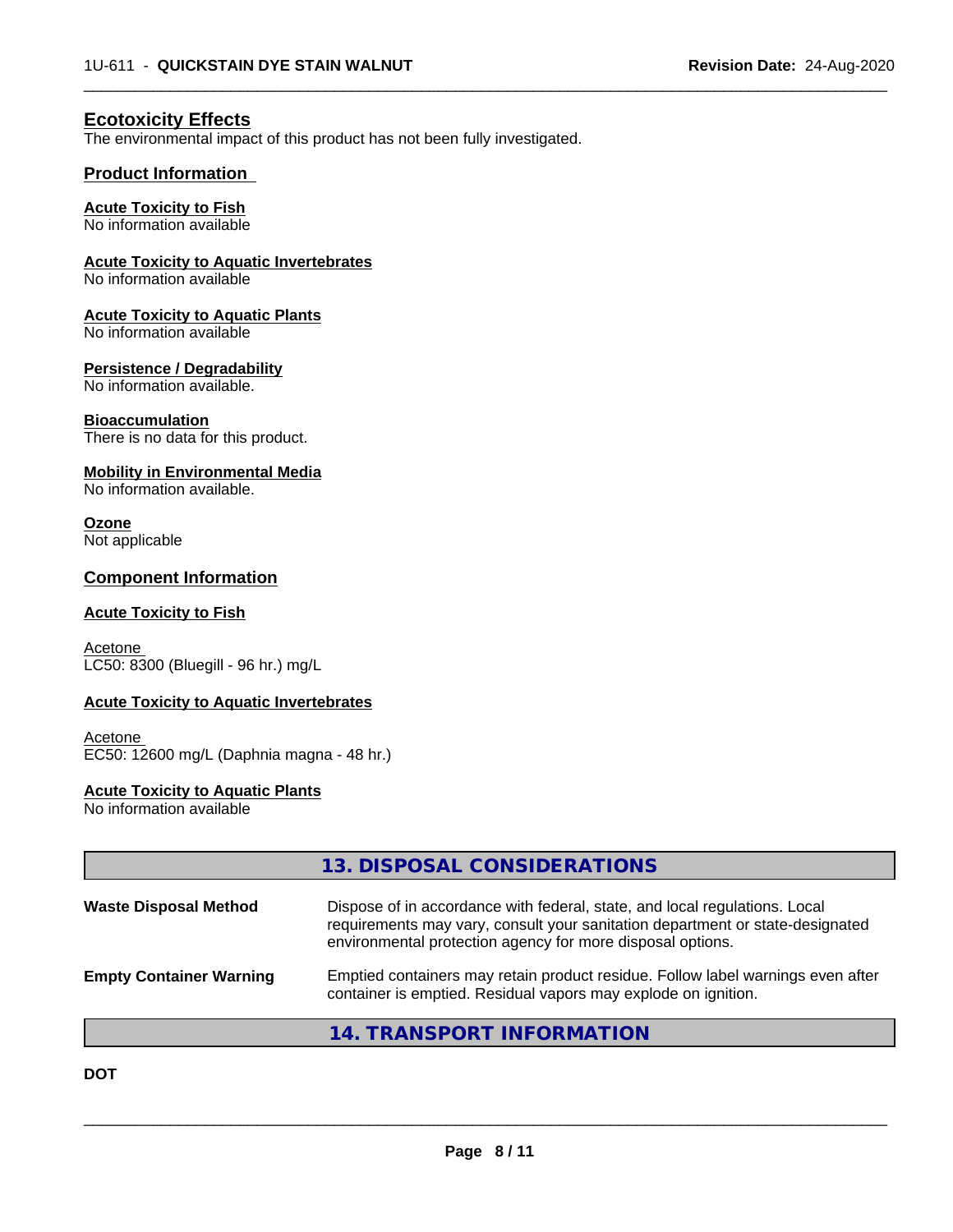## Ecotoxicity Effects

The environmental impact of this product has not been fully investigated.

### Product Information

**Acute Toxicity to Fish**
No information available

**Acute Toxicity to Aquatic Invertebrates**
No information available

**Acute Toxicity to Aquatic Plants**
No information available

**Persistence / Degradability**
No information available.

**Bioaccumulation**
There is no data for this product.

**Mobility in Environmental Media**
No information available.

**Ozone**
Not applicable

### Component Information

**Acute Toxicity to Fish**

Acetone
LC50: 8300 (Bluegill - 96 hr.) mg/L

**Acute Toxicity to Aquatic Invertebrates**

Acetone
EC50: 12600 mg/L (Daphnia magna - 48 hr.)

**Acute Toxicity to Aquatic Plants**
No information available

## 13. DISPOSAL CONSIDERATIONS

| | |
|---|---|
| **Waste Disposal Method** | Dispose of in accordance with federal, state, and local regulations. Local requirements may vary, consult your sanitation department or state-designated environmental protection agency for more disposal options. |
| **Empty Container Warning** | Emptied containers may retain product residue. Follow label warnings even after container is emptied. Residual vapors may explode on ignition. |

## 14. TRANSPORT INFORMATION

**DOT**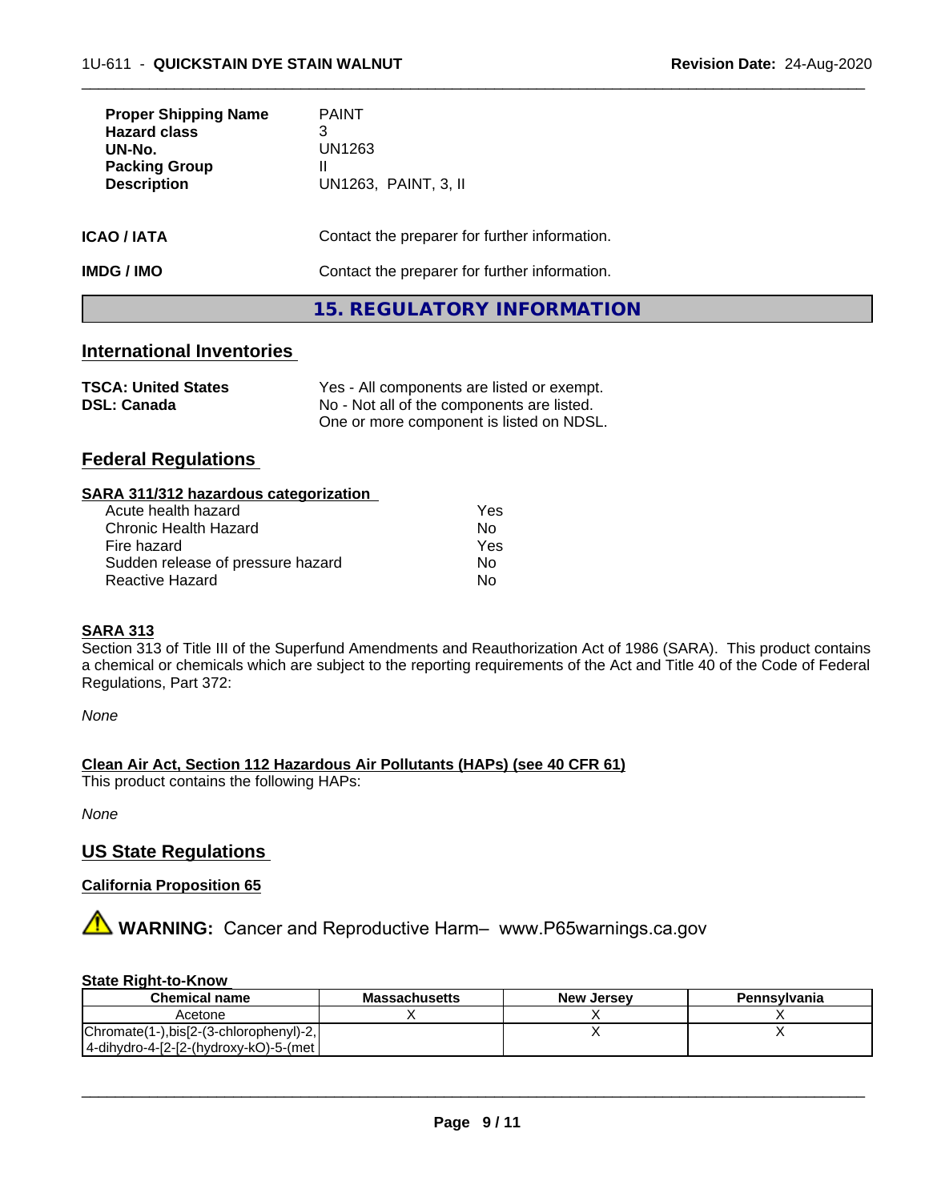| | |
|---|---|
| **Proper Shipping Name** | PAINT |
| **Hazard class** | 3 |
| **UN-No.** | UN1263 |
| **Packing Group** | II |
| **Description** | UN1263, PAINT, 3, II |

**ICAO / IATA** Contact the preparer for further information.

**IMDG / IMO** Contact the preparer for further information.

# 15. REGULATORY INFORMATION

## International Inventories

| | |
|---|---|
| **TSCA: United States** | Yes - All components are listed or exempt. |
| **DSL: Canada** | No - Not all of the components are listed. One or more component is listed on NDSL. |

## Federal Regulations

### SARA 311/312 hazardous categorization

| | |
|---|---|
| Acute health hazard | Yes |
| Chronic Health Hazard | No |
| Fire hazard | Yes |
| Sudden release of pressure hazard | No |
| Reactive Hazard | No |

### SARA 313

Section 313 of Title III of the Superfund Amendments and Reauthorization Act of 1986 (SARA). This product contains a chemical or chemicals which are subject to the reporting requirements of the Act and Title 40 of the Code of Federal Regulations, Part 372:

*None*

### Clean Air Act, Section 112 Hazardous Air Pollutants (HAPs) (see 40 CFR 61)

This product contains the following HAPs:

*None*

## US State Regulations

### California Proposition 65

⚠ **WARNING:** Cancer and Reproductive Harm– www.P65warnings.ca.gov

### State Right-to-Know

| Chemical name | Massachusetts | New Jersey | Pennsylvania |
|---|---|---|---|
| Acetone | X | X | X |
| Chromate(1-),bis[2-(3-chlorophenyl)-2,4-dihydro-4-[2-(hydroxy-kO)-5-(met | | X | X |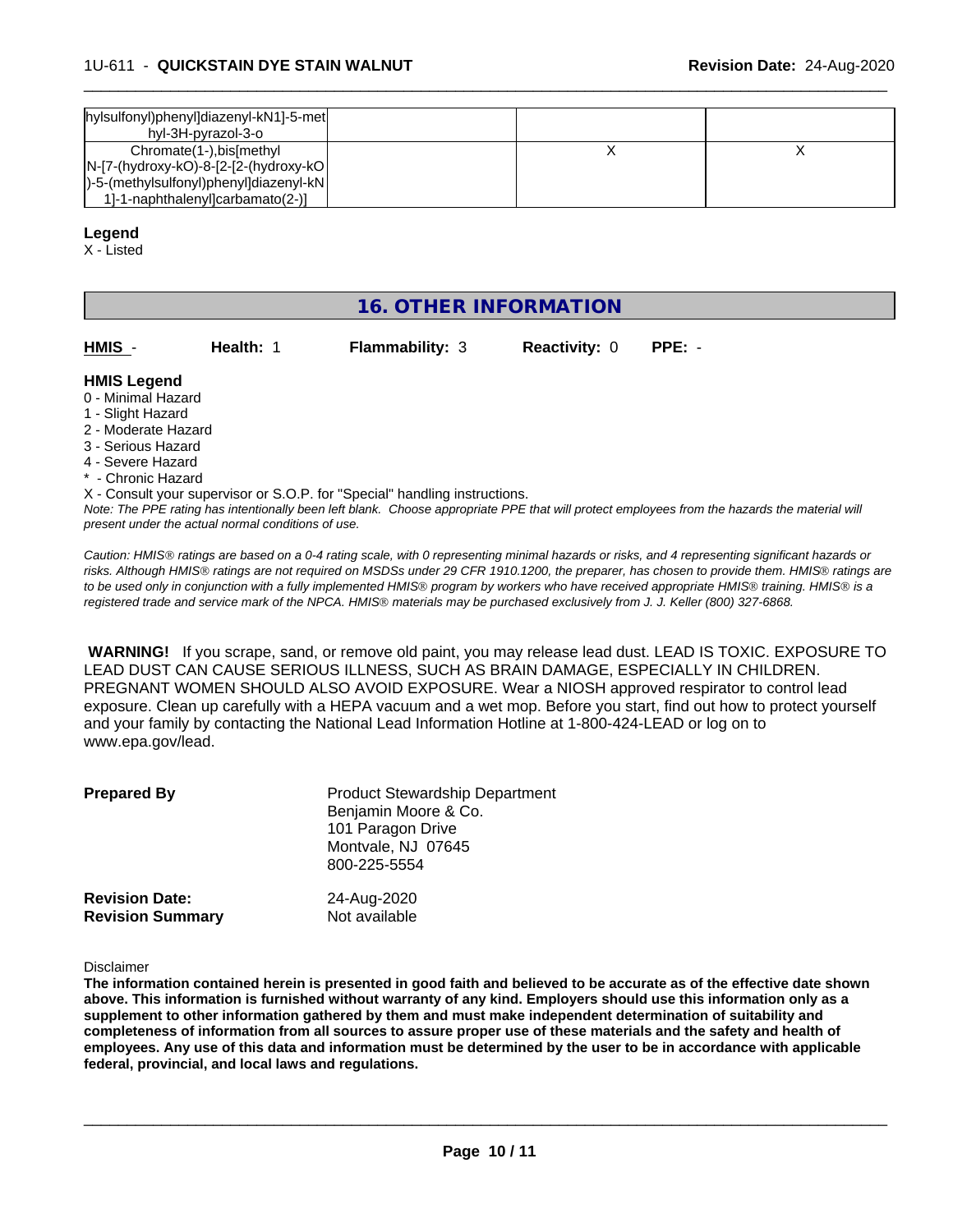| | | |
|---|---|---|
| hylsulfonyl)phenyl]diazenyl-kN1]-5-methyl-3H-pyrazol-3-o | | |
| Chromate(1-),bis[methyl N-[7-(hydroxy-kO)-8-[2-[2-(hydroxy-kO)-5-(methylsulfonyl)phenyl]diazenyl-kN1]-1-naphthalenyl]carbamato(2-)] | X | X |

**Legend**

X - Listed

## 16. OTHER INFORMATION

| **HMIS** - | **Health:** 1 | **Flammability:** 3 | **Reactivity:** 0 | **PPE:** - |
|---|---|---|---|---|

**HMIS Legend**

0 - Minimal Hazard
1 - Slight Hazard
2 - Moderate Hazard
3 - Serious Hazard
4 - Severe Hazard
* - Chronic Hazard
X - Consult your supervisor or S.O.P. for "Special" handling instructions.

*Note: The PPE rating has intentionally been left blank. Choose appropriate PPE that will protect employees from the hazards the material will present under the actual normal conditions of use.*

*Caution: HMIS® ratings are based on a 0-4 rating scale, with 0 representing minimal hazards or risks, and 4 representing significant hazards or risks. Although HMIS® ratings are not required on MSDSs under 29 CFR 1910.1200, the preparer, has chosen to provide them. HMIS® ratings are to be used only in conjunction with a fully implemented HMIS® program by workers who have received appropriate HMIS® training. HMIS® is a registered trade and service mark of the NPCA. HMIS® materials may be purchased exclusively from J. J. Keller (800) 327-6868.*

**WARNING!** If you scrape, sand, or remove old paint, you may release lead dust. LEAD IS TOXIC. EXPOSURE TO LEAD DUST CAN CAUSE SERIOUS ILLNESS, SUCH AS BRAIN DAMAGE, ESPECIALLY IN CHILDREN. PREGNANT WOMEN SHOULD ALSO AVOID EXPOSURE. Wear a NIOSH approved respirator to control lead exposure. Clean up carefully with a HEPA vacuum and a wet mop. Before you start, find out how to protect yourself and your family by contacting the National Lead Information Hotline at 1-800-424-LEAD or log on to www.epa.gov/lead.

**Prepared By**
Product Stewardship Department
Benjamin Moore & Co.
101 Paragon Drive
Montvale, NJ 07645
800-225-5554

**Revision Date:** 24-Aug-2020
**Revision Summary** Not available

Disclaimer

**The information contained herein is presented in good faith and believed to be accurate as of the effective date shown above. This information is furnished without warranty of any kind. Employers should use this information only as a supplement to other information gathered by them and must make independent determination of suitability and completeness of information from all sources to assure proper use of these materials and the safety and health of employees. Any use of this data and information must be determined by the user to be in accordance with applicable federal, provincial, and local laws and regulations.**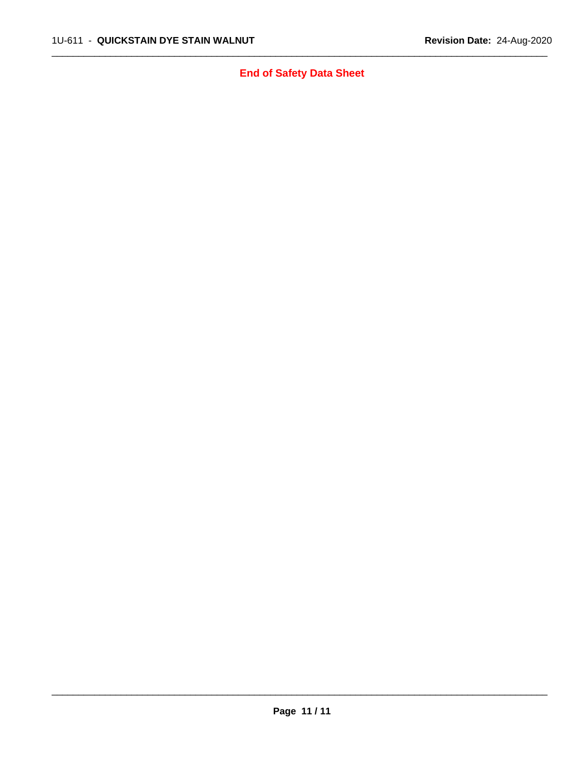**End of Safety Data Sheet**